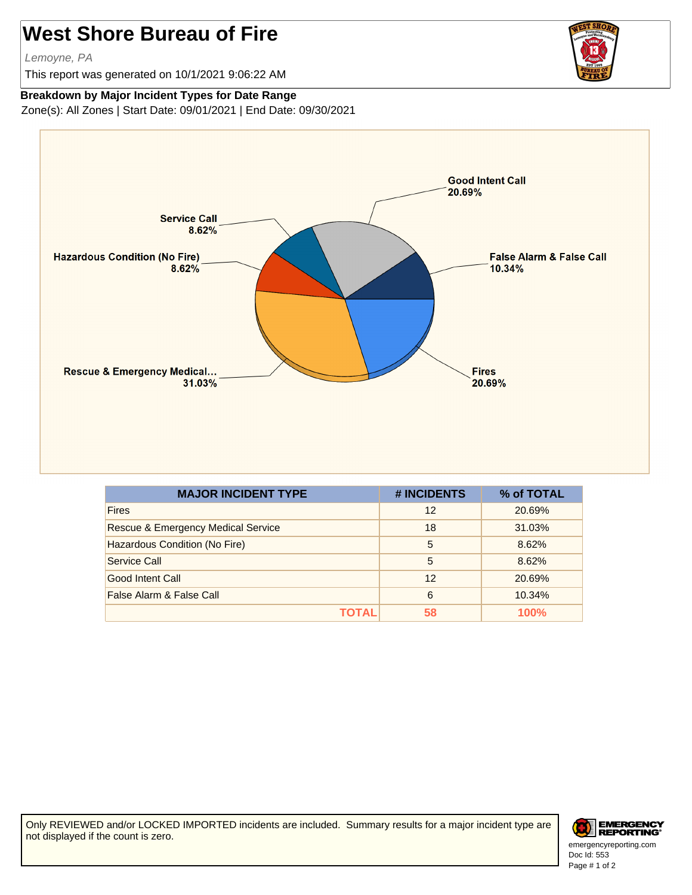# West Shore Bureau of Fire

*Lemoyne, PA*

This report was generated on 10/1/2021 9:06:22 AM

**Breakdown by Major Incident Types for Date Range**

Zone(s): All Zones | Start Date: 09/01/2021 | End Date: 09/30/2021

| MAJOR INCIDENT TYPE | # INCIDENTS | % of TOTAL |
|---|---|---|
| Fires | 12 | 20.69% |
| Rescue & Emergency Medical Service | 18 | 31.03% |
| Hazardous Condition (No Fire) | 5 | 8.62% |
| Service Call | 5 | 8.62% |
| Good Intent Call | 12 | 20.69% |
| False Alarm & False Call | 6 | 10.34% |
| **TOTAL** | **58** | **100%** |

Only REVIEWED and/or LOCKED IMPORTED incidents are included. Summary results for a major incident type are not displayed if the count is zero.

emergencyreporting.com
Doc Id: 553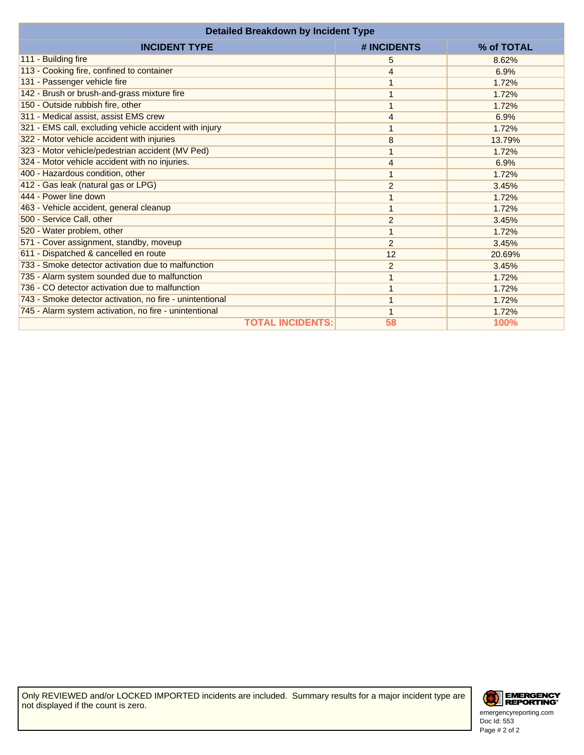## Detailed Breakdown by Incident Type

| INCIDENT TYPE | # INCIDENTS | % of TOTAL |
| --- | --- | --- |
| 111 - Building fire | 5 | 8.62% |
| 113 - Cooking fire, confined to container | 4 | 6.9% |
| 131 - Passenger vehicle fire | 1 | 1.72% |
| 142 - Brush or brush-and-grass mixture fire | 1 | 1.72% |
| 150 - Outside rubbish fire, other | 1 | 1.72% |
| 311 - Medical assist, assist EMS crew | 4 | 6.9% |
| 321 - EMS call, excluding vehicle accident with injury | 1 | 1.72% |
| 322 - Motor vehicle accident with injuries | 8 | 13.79% |
| 323 - Motor vehicle/pedestrian accident (MV Ped) | 1 | 1.72% |
| 324 - Motor vehicle accident with no injuries. | 4 | 6.9% |
| 400 - Hazardous condition, other | 1 | 1.72% |
| 412 - Gas leak (natural gas or LPG) | 2 | 3.45% |
| 444 - Power line down | 1 | 1.72% |
| 463 - Vehicle accident, general cleanup | 1 | 1.72% |
| 500 - Service Call, other | 2 | 3.45% |
| 520 - Water problem, other | 1 | 1.72% |
| 571 - Cover assignment, standby, moveup | 2 | 3.45% |
| 611 - Dispatched & cancelled en route | 12 | 20.69% |
| 733 - Smoke detector activation due to malfunction | 2 | 3.45% |
| 735 - Alarm system sounded due to malfunction | 1 | 1.72% |
| 736 - CO detector activation due to malfunction | 1 | 1.72% |
| 743 - Smoke detector activation, no fire - unintentional | 1 | 1.72% |
| 745 - Alarm system activation, no fire - unintentional | 1 | 1.72% |
| **TOTAL INCIDENTS:** | **58** | **100%** |

Only REVIEWED and/or LOCKED IMPORTED incidents are included. Summary results for a major incident type are not displayed if the count is zero.

EMERGENCY REPORTING®
emergencyreporting.com
Doc Id: 553